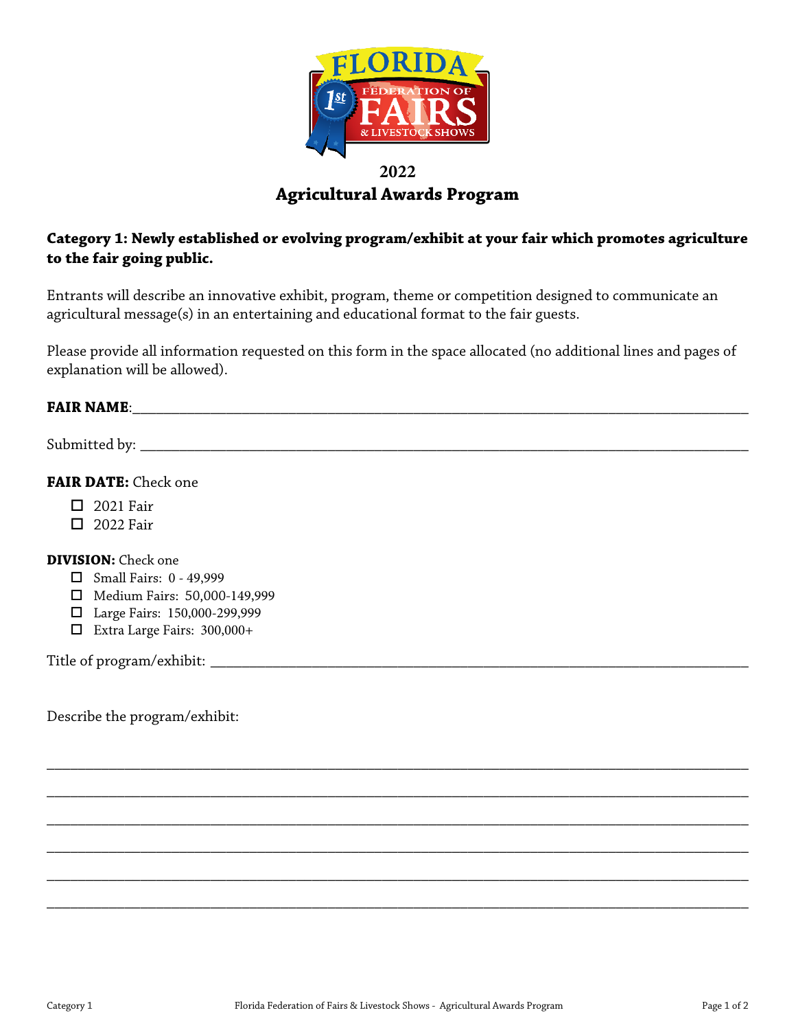# 2022
# Agricultural Awards Program

**Category 1: Newly established or evolving program/exhibit at your fair which promotes agriculture to the fair going public.**

Entrants will describe an innovative exhibit, program, theme or competition designed to communicate an agricultural message(s) in an entertaining and educational format to the fair guests.

Please provide all information requested on this form in the space allocated (no additional lines and pages of explanation will be allowed).

**FAIR NAME**:\_\_\_\_\_\_\_\_\_\_\_\_\_\_\_\_\_\_\_\_\_\_\_\_\_\_\_\_\_\_\_\_\_\_\_\_\_\_\_\_\_\_\_\_\_\_\_\_\_\_\_\_\_\_\_\_\_\_\_\_

Submitted by: \_\_\_\_\_\_\_\_\_\_\_\_\_\_\_\_\_\_\_\_\_\_\_\_\_\_\_\_\_\_\_\_\_\_\_\_\_\_\_\_\_\_\_\_\_\_\_\_\_\_\_\_\_\_\_\_\_\_\_\_

**FAIR DATE:** Check one

- ☐ 2021 Fair
- ☐ 2022 Fair

**DIVISION:** Check one

- ☐ Small Fairs: 0 - 49,999
- ☐ Medium Fairs: 50,000-149,999
- ☐ Large Fairs: 150,000-299,999
- ☐ Extra Large Fairs: 300,000+

Title of program/exhibit: \_\_\_\_\_\_\_\_\_\_\_\_\_\_\_\_\_\_\_\_\_\_\_\_\_\_\_\_\_\_\_\_\_\_\_\_\_\_\_\_\_\_\_\_\_\_\_\_\_\_\_\_

Describe the program/exhibit:

\_\_\_\_\_\_\_\_\_\_\_\_\_\_\_\_\_\_\_\_\_\_\_\_\_\_\_\_\_\_\_\_\_\_\_\_\_\_\_\_\_\_\_\_\_\_\_\_\_\_\_\_\_\_\_\_\_\_\_\_\_\_\_\_\_\_\_\_\_\_\_\_

\_\_\_\_\_\_\_\_\_\_\_\_\_\_\_\_\_\_\_\_\_\_\_\_\_\_\_\_\_\_\_\_\_\_\_\_\_\_\_\_\_\_\_\_\_\_\_\_\_\_\_\_\_\_\_\_\_\_\_\_\_\_\_\_\_\_\_\_\_\_\_\_

\_\_\_\_\_\_\_\_\_\_\_\_\_\_\_\_\_\_\_\_\_\_\_\_\_\_\_\_\_\_\_\_\_\_\_\_\_\_\_\_\_\_\_\_\_\_\_\_\_\_\_\_\_\_\_\_\_\_\_\_\_\_\_\_\_\_\_\_\_\_\_\_

\_\_\_\_\_\_\_\_\_\_\_\_\_\_\_\_\_\_\_\_\_\_\_\_\_\_\_\_\_\_\_\_\_\_\_\_\_\_\_\_\_\_\_\_\_\_\_\_\_\_\_\_\_\_\_\_\_\_\_\_\_\_\_\_\_\_\_\_\_\_\_\_

\_\_\_\_\_\_\_\_\_\_\_\_\_\_\_\_\_\_\_\_\_\_\_\_\_\_\_\_\_\_\_\_\_\_\_\_\_\_\_\_\_\_\_\_\_\_\_\_\_\_\_\_\_\_\_\_\_\_\_\_\_\_\_\_\_\_\_\_\_\_\_\_

\_\_\_\_\_\_\_\_\_\_\_\_\_\_\_\_\_\_\_\_\_\_\_\_\_\_\_\_\_\_\_\_\_\_\_\_\_\_\_\_\_\_\_\_\_\_\_\_\_\_\_\_\_\_\_\_\_\_\_\_\_\_\_\_\_\_\_\_\_\_\_\_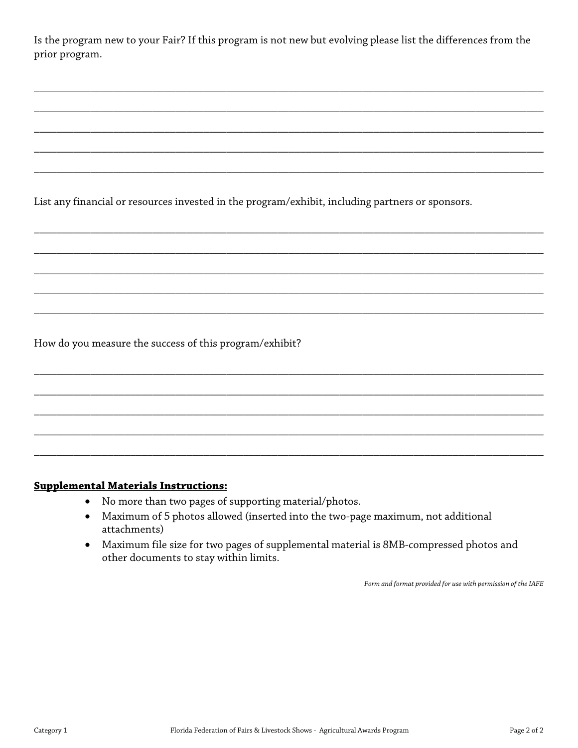Is the program new to your Fair? If this program is not new but evolving please list the differences from the prior program.

_______________________________________________________________________________________________

_______________________________________________________________________________________________

_______________________________________________________________________________________________

_______________________________________________________________________________________________

_______________________________________________________________________________________________

List any financial or resources invested in the program/exhibit, including partners or sponsors.

_______________________________________________________________________________________________

_______________________________________________________________________________________________

_______________________________________________________________________________________________

_______________________________________________________________________________________________

_______________________________________________________________________________________________

How do you measure the success of this program/exhibit?

_______________________________________________________________________________________________

_______________________________________________________________________________________________

_______________________________________________________________________________________________

_______________________________________________________________________________________________

_______________________________________________________________________________________________

**Supplemental Materials Instructions:**

- No more than two pages of supporting material/photos.
- Maximum of 5 photos allowed (inserted into the two-page maximum, not additional attachments)
- Maximum file size for two pages of supplemental material is 8MB-compressed photos and other documents to stay within limits.

*Form and format provided for use with permission of the IAFE*